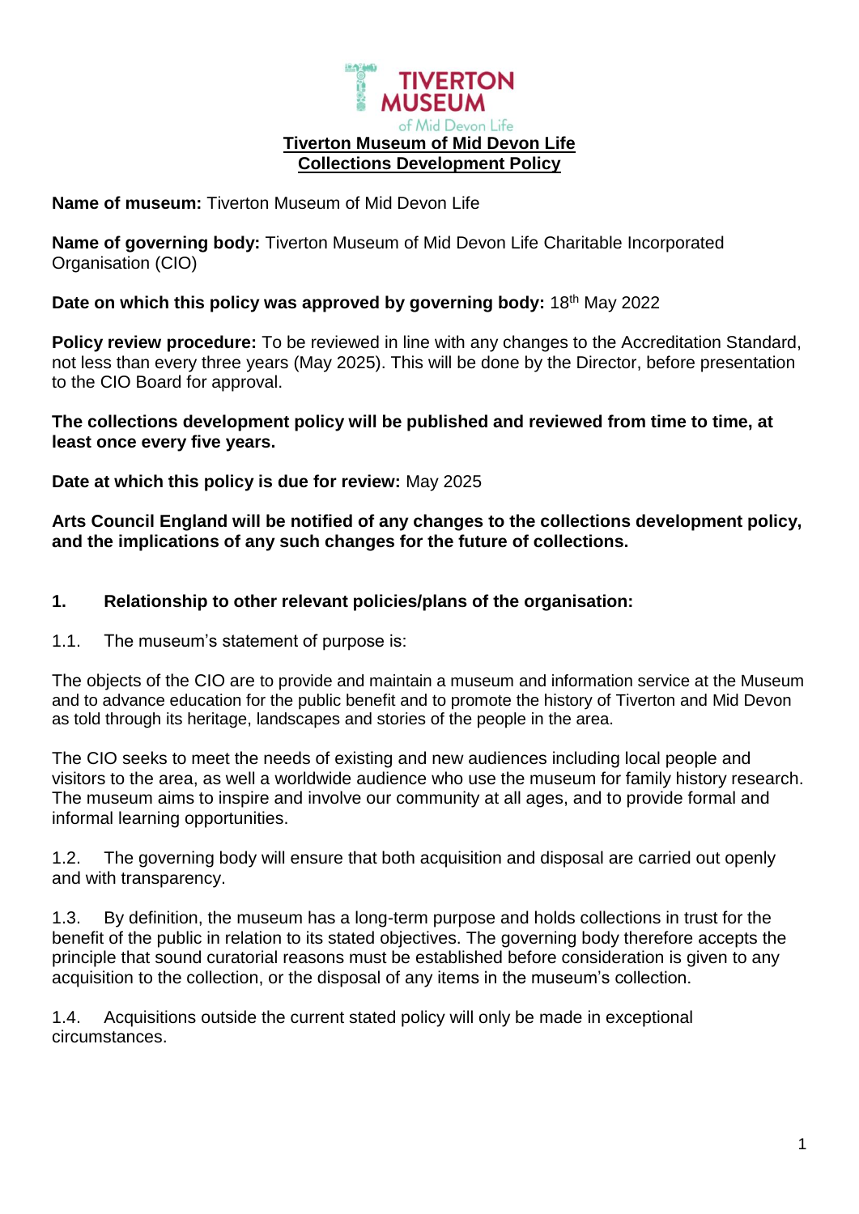# Tiverton Museum of Mid Devon Life
## Collections Development Policy

**Name of museum:** Tiverton Museum of Mid Devon Life

**Name of governing body:** Tiverton Museum of Mid Devon Life Charitable Incorporated Organisation (CIO)

**Date on which this policy was approved by governing body:** 18th May 2022

**Policy review procedure:** To be reviewed in line with any changes to the Accreditation Standard, not less than every three years (May 2025). This will be done by the Director, before presentation to the CIO Board for approval.

**The collections development policy will be published and reviewed from time to time, at least once every five years.**

**Date at which this policy is due for review:** May 2025

**Arts Council England will be notified of any changes to the collections development policy, and the implications of any such changes for the future of collections.**

### 1. Relationship to other relevant policies/plans of the organisation:

1.1. The museum's statement of purpose is:

The objects of the CIO are to provide and maintain a museum and information service at the Museum and to advance education for the public benefit and to promote the history of Tiverton and Mid Devon as told through its heritage, landscapes and stories of the people in the area.

The CIO seeks to meet the needs of existing and new audiences including local people and visitors to the area, as well a worldwide audience who use the museum for family history research. The museum aims to inspire and involve our community at all ages, and to provide formal and informal learning opportunities.

1.2. The governing body will ensure that both acquisition and disposal are carried out openly and with transparency.

1.3. By definition, the museum has a long-term purpose and holds collections in trust for the benefit of the public in relation to its stated objectives. The governing body therefore accepts the principle that sound curatorial reasons must be established before consideration is given to any acquisition to the collection, or the disposal of any items in the museum's collection.

1.4. Acquisitions outside the current stated policy will only be made in exceptional circumstances.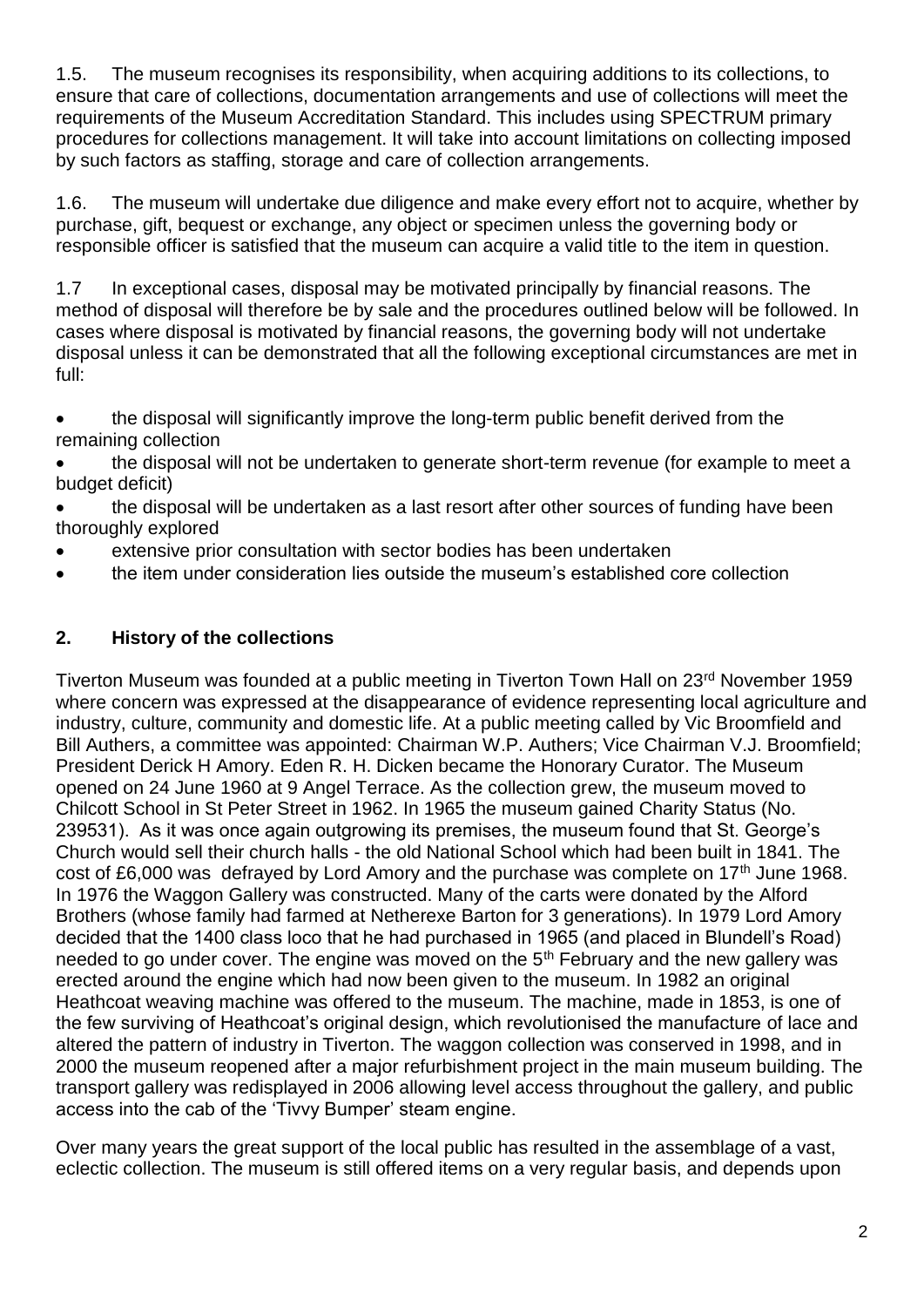1.5. The museum recognises its responsibility, when acquiring additions to its collections, to ensure that care of collections, documentation arrangements and use of collections will meet the requirements of the Museum Accreditation Standard. This includes using SPECTRUM primary procedures for collections management. It will take into account limitations on collecting imposed by such factors as staffing, storage and care of collection arrangements.

1.6. The museum will undertake due diligence and make every effort not to acquire, whether by purchase, gift, bequest or exchange, any object or specimen unless the governing body or responsible officer is satisfied that the museum can acquire a valid title to the item in question.

1.7 In exceptional cases, disposal may be motivated principally by financial reasons. The method of disposal will therefore be by sale and the procedures outlined below will be followed. In cases where disposal is motivated by financial reasons, the governing body will not undertake disposal unless it can be demonstrated that all the following exceptional circumstances are met in full:

- the disposal will significantly improve the long-term public benefit derived from the remaining collection
- the disposal will not be undertaken to generate short-term revenue (for example to meet a budget deficit)
- the disposal will be undertaken as a last resort after other sources of funding have been thoroughly explored
- extensive prior consultation with sector bodies has been undertaken
- the item under consideration lies outside the museum's established core collection

## 2. History of the collections

Tiverton Museum was founded at a public meeting in Tiverton Town Hall on 23rd November 1959 where concern was expressed at the disappearance of evidence representing local agriculture and industry, culture, community and domestic life. At a public meeting called by Vic Broomfield and Bill Authers, a committee was appointed: Chairman W.P. Authers; Vice Chairman V.J. Broomfield; President Derick H Amory. Eden R. H. Dicken became the Honorary Curator. The Museum opened on 24 June 1960 at 9 Angel Terrace. As the collection grew, the museum moved to Chilcott School in St Peter Street in 1962. In 1965 the museum gained Charity Status (No. 239531). As it was once again outgrowing its premises, the museum found that St. George's Church would sell their church halls - the old National School which had been built in 1841. The cost of £6,000 was defrayed by Lord Amory and the purchase was complete on 17th June 1968. In 1976 the Waggon Gallery was constructed. Many of the carts were donated by the Alford Brothers (whose family had farmed at Netherexe Barton for 3 generations). In 1979 Lord Amory decided that the 1400 class loco that he had purchased in 1965 (and placed in Blundell's Road) needed to go under cover. The engine was moved on the 5th February and the new gallery was erected around the engine which had now been given to the museum. In 1982 an original Heathcoat weaving machine was offered to the museum. The machine, made in 1853, is one of the few surviving of Heathcoat's original design, which revolutionised the manufacture of lace and altered the pattern of industry in Tiverton. The waggon collection was conserved in 1998, and in 2000 the museum reopened after a major refurbishment project in the main museum building. The transport gallery was redisplayed in 2006 allowing level access throughout the gallery, and public access into the cab of the 'Tivvy Bumper' steam engine.

Over many years the great support of the local public has resulted in the assemblage of a vast, eclectic collection. The museum is still offered items on a very regular basis, and depends upon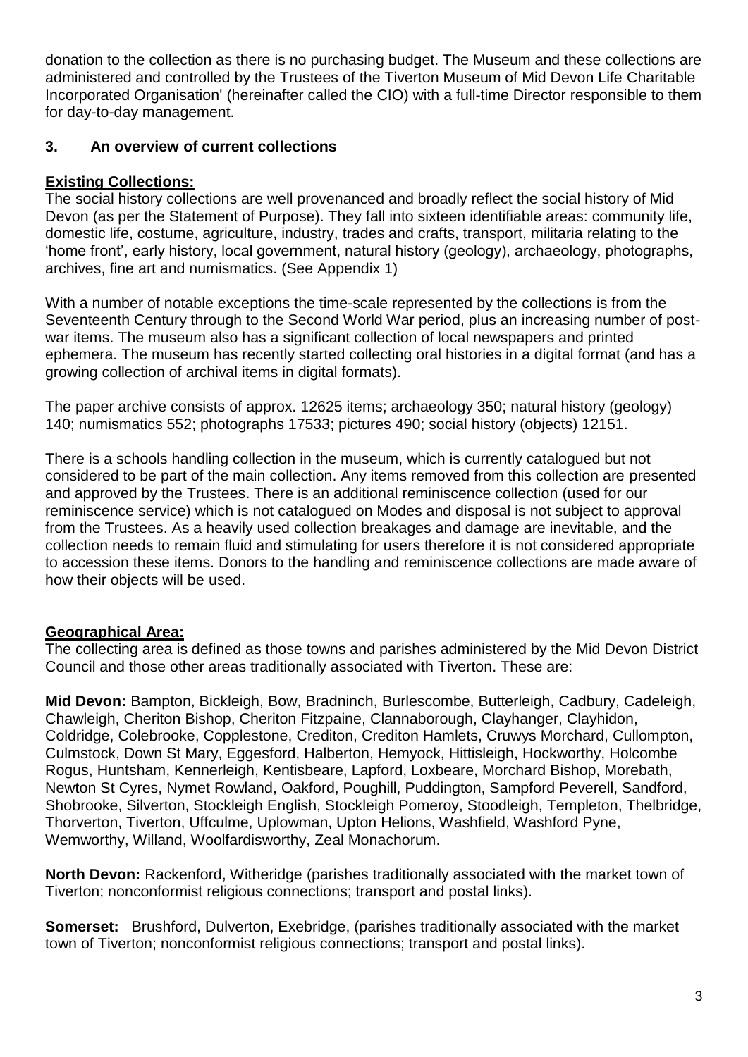donation to the collection as there is no purchasing budget. The Museum and these collections are administered and controlled by the Trustees of the Tiverton Museum of Mid Devon Life Charitable Incorporated Organisation' (hereinafter called the CIO) with a full-time Director responsible to them for day-to-day management.

## 3. An overview of current collections

**Existing Collections:**

The social history collections are well provenanced and broadly reflect the social history of Mid Devon (as per the Statement of Purpose). They fall into sixteen identifiable areas: community life, domestic life, costume, agriculture, industry, trades and crafts, transport, militaria relating to the 'home front', early history, local government, natural history (geology), archaeology, photographs, archives, fine art and numismatics. (See Appendix 1)

With a number of notable exceptions the time-scale represented by the collections is from the Seventeenth Century through to the Second World War period, plus an increasing number of post-war items. The museum also has a significant collection of local newspapers and printed ephemera. The museum has recently started collecting oral histories in a digital format (and has a growing collection of archival items in digital formats).

The paper archive consists of approx. 12625 items; archaeology 350; natural history (geology) 140; numismatics 552; photographs 17533; pictures 490; social history (objects) 12151.

There is a schools handling collection in the museum, which is currently catalogued but not considered to be part of the main collection. Any items removed from this collection are presented and approved by the Trustees. There is an additional reminiscence collection (used for our reminiscence service) which is not catalogued on Modes and disposal is not subject to approval from the Trustees. As a heavily used collection breakages and damage are inevitable, and the collection needs to remain fluid and stimulating for users therefore it is not considered appropriate to accession these items. Donors to the handling and reminiscence collections are made aware of how their objects will be used.

**Geographical Area:**

The collecting area is defined as those towns and parishes administered by the Mid Devon District Council and those other areas traditionally associated with Tiverton. These are:

**Mid Devon:** Bampton, Bickleigh, Bow, Bradninch, Burlescombe, Butterleigh, Cadbury, Cadeleigh, Chawleigh, Cheriton Bishop, Cheriton Fitzpaine, Clannaborough, Clayhanger, Clayhidon, Coldridge, Colebrooke, Copplestone, Crediton, Crediton Hamlets, Cruwys Morchard, Cullompton, Culmstock, Down St Mary, Eggesford, Halberton, Hemyock, Hittisleigh, Hockworthy, Holcombe Rogus, Huntsham, Kennerleigh, Kentisbeare, Lapford, Loxbeare, Morchard Bishop, Morebath, Newton St Cyres, Nymet Rowland, Oakford, Poughill, Puddington, Sampford Peverell, Sandford, Shobrooke, Silverton, Stockleigh English, Stockleigh Pomeroy, Stoodleigh, Templeton, Thelbridge, Thorverton, Tiverton, Uffculme, Uplowman, Upton Helions, Washfield, Washford Pyne, Wemworthy, Willand, Woolfardisworthy, Zeal Monachorum.

**North Devon:** Rackenford, Witheridge (parishes traditionally associated with the market town of Tiverton; nonconformist religious connections; transport and postal links).

**Somerset:** Brushford, Dulverton, Exebridge, (parishes traditionally associated with the market town of Tiverton; nonconformist religious connections; transport and postal links).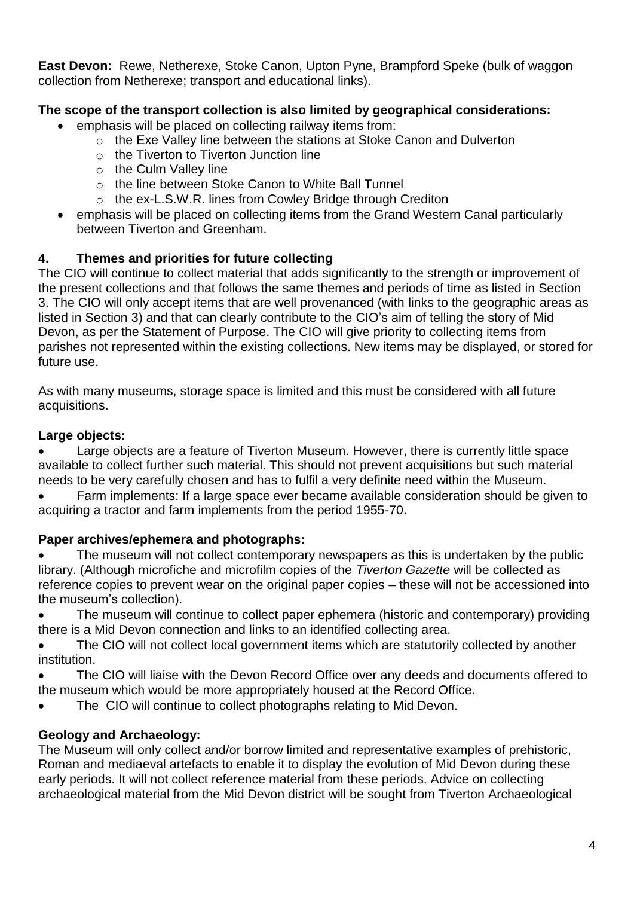**East Devon:** Rewe, Netherexe, Stoke Canon, Upton Pyne, Brampford Speke (bulk of waggon collection from Netherexe; transport and educational links).

**The scope of the transport collection is also limited by geographical considerations:**

- emphasis will be placed on collecting railway items from:
  - the Exe Valley line between the stations at Stoke Canon and Dulverton
  - the Tiverton to Tiverton Junction line
  - the Culm Valley line
  - the line between Stoke Canon to White Ball Tunnel
  - the ex-L.S.W.R. lines from Cowley Bridge through Crediton
- emphasis will be placed on collecting items from the Grand Western Canal particularly between Tiverton and Greenham.

## 4. Themes and priorities for future collecting

The CIO will continue to collect material that adds significantly to the strength or improvement of the present collections and that follows the same themes and periods of time as listed in Section 3. The CIO will only accept items that are well provenanced (with links to the geographic areas as listed in Section 3) and that can clearly contribute to the CIO's aim of telling the story of Mid Devon, as per the Statement of Purpose. The CIO will give priority to collecting items from parishes not represented within the existing collections. New items may be displayed, or stored for future use.

As with many museums, storage space is limited and this must be considered with all future acquisitions.

**Large objects:**

- Large objects are a feature of Tiverton Museum. However, there is currently little space available to collect further such material. This should not prevent acquisitions but such material needs to be very carefully chosen and has to fulfil a very definite need within the Museum.
- Farm implements: If a large space ever became available consideration should be given to acquiring a tractor and farm implements from the period 1955-70.

**Paper archives/ephemera and photographs:**

- The museum will not collect contemporary newspapers as this is undertaken by the public library. (Although microfiche and microfilm copies of the *Tiverton Gazette* will be collected as reference copies to prevent wear on the original paper copies – these will not be accessioned into the museum's collection).
- The museum will continue to collect paper ephemera (historic and contemporary) providing there is a Mid Devon connection and links to an identified collecting area.
- The CIO will not collect local government items which are statutorily collected by another institution.
- The CIO will liaise with the Devon Record Office over any deeds and documents offered to the museum which would be more appropriately housed at the Record Office.
- The CIO will continue to collect photographs relating to Mid Devon.

**Geology and Archaeology:**

The Museum will only collect and/or borrow limited and representative examples of prehistoric, Roman and mediaeval artefacts to enable it to display the evolution of Mid Devon during these early periods. It will not collect reference material from these periods. Advice on collecting archaeological material from the Mid Devon district will be sought from Tiverton Archaeological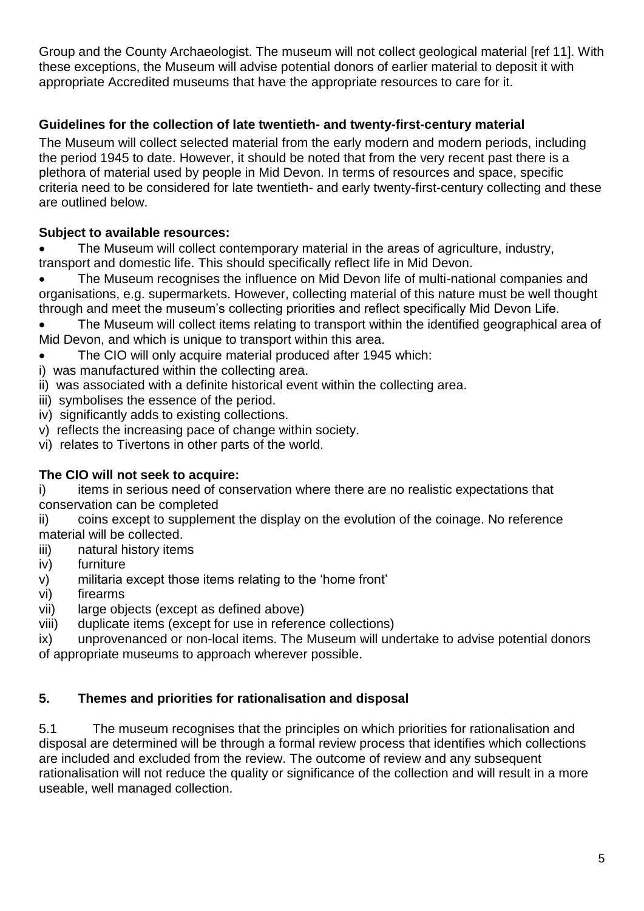Group and the County Archaeologist. The museum will not collect geological material [ref 11]. With these exceptions, the Museum will advise potential donors of earlier material to deposit it with appropriate Accredited museums that have the appropriate resources to care for it.

**Guidelines for the collection of late twentieth- and twenty-first-century material**

The Museum will collect selected material from the early modern and modern periods, including the period 1945 to date. However, it should be noted that from the very recent past there is a plethora of material used by people in Mid Devon. In terms of resources and space, specific criteria need to be considered for late twentieth- and early twenty-first-century collecting and these are outlined below.

**Subject to available resources:**

- The Museum will collect contemporary material in the areas of agriculture, industry, transport and domestic life. This should specifically reflect life in Mid Devon.
- The Museum recognises the influence on Mid Devon life of multi-national companies and organisations, e.g. supermarkets. However, collecting material of this nature must be well thought through and meet the museum's collecting priorities and reflect specifically Mid Devon Life.
- The Museum will collect items relating to transport within the identified geographical area of Mid Devon, and which is unique to transport within this area.
- The CIO will only acquire material produced after 1945 which:

i) was manufactured within the collecting area.
ii) was associated with a definite historical event within the collecting area.
iii) symbolises the essence of the period.
iv) significantly adds to existing collections.
v) reflects the increasing pace of change within society.
vi) relates to Tivertons in other parts of the world.

**The CIO will not seek to acquire:**

i) items in serious need of conservation where there are no realistic expectations that conservation can be completed
ii) coins except to supplement the display on the evolution of the coinage. No reference material will be collected.
iii) natural history items
iv) furniture
v) militaria except those items relating to the 'home front'
vi) firearms
vii) large objects (except as defined above)
viii) duplicate items (except for use in reference collections)
ix) unprovenanced or non-local items. The Museum will undertake to advise potential donors of appropriate museums to approach wherever possible.

## 5. Themes and priorities for rationalisation and disposal

5.1 The museum recognises that the principles on which priorities for rationalisation and disposal are determined will be through a formal review process that identifies which collections are included and excluded from the review. The outcome of review and any subsequent rationalisation will not reduce the quality or significance of the collection and will result in a more useable, well managed collection.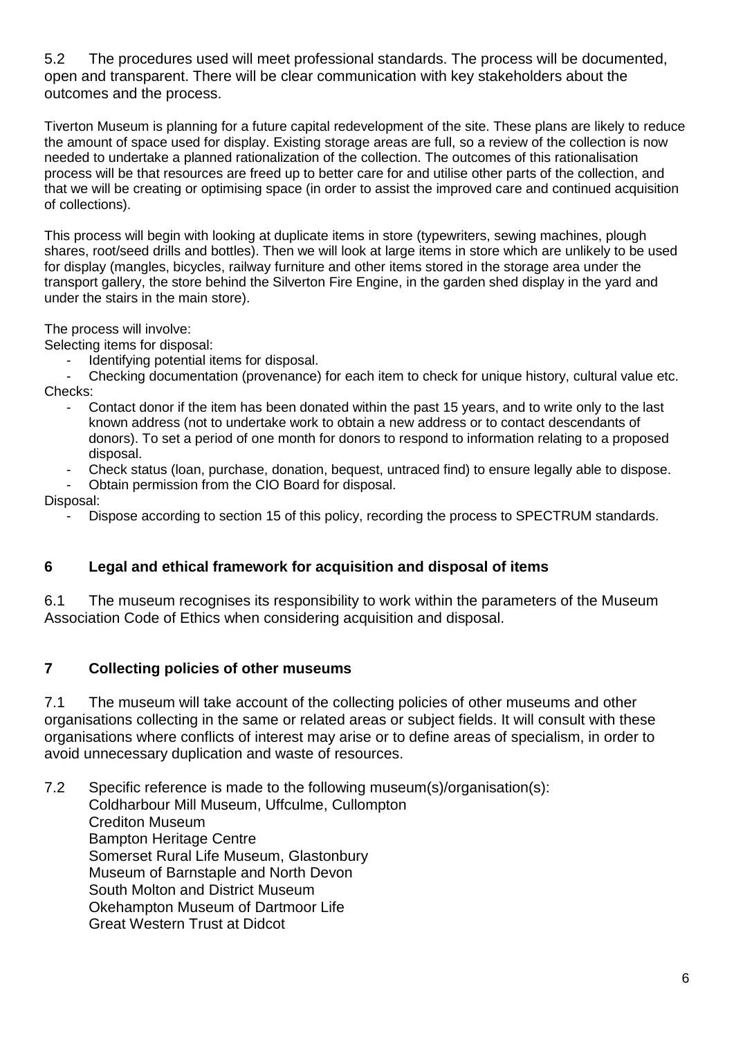5.2 The procedures used will meet professional standards. The process will be documented, open and transparent. There will be clear communication with key stakeholders about the outcomes and the process.

Tiverton Museum is planning for a future capital redevelopment of the site. These plans are likely to reduce the amount of space used for display. Existing storage areas are full, so a review of the collection is now needed to undertake a planned rationalization of the collection. The outcomes of this rationalisation process will be that resources are freed up to better care for and utilise other parts of the collection, and that we will be creating or optimising space (in order to assist the improved care and continued acquisition of collections).

This process will begin with looking at duplicate items in store (typewriters, sewing machines, plough shares, root/seed drills and bottles). Then we will look at large items in store which are unlikely to be used for display (mangles, bicycles, railway furniture and other items stored in the storage area under the transport gallery, the store behind the Silverton Fire Engine, in the garden shed display in the yard and under the stairs in the main store).

The process will involve:

Selecting items for disposal:

- Identifying potential items for disposal.
- Checking documentation (provenance) for each item to check for unique history, cultural value etc.

Checks:

- Contact donor if the item has been donated within the past 15 years, and to write only to the last known address (not to undertake work to obtain a new address or to contact descendants of donors). To set a period of one month for donors to respond to information relating to a proposed disposal.
- Check status (loan, purchase, donation, bequest, untraced find) to ensure legally able to dispose.
- Obtain permission from the CIO Board for disposal.

Disposal:

- Dispose according to section 15 of this policy, recording the process to SPECTRUM standards.

## 6 Legal and ethical framework for acquisition and disposal of items

6.1 The museum recognises its responsibility to work within the parameters of the Museum Association Code of Ethics when considering acquisition and disposal.

## 7 Collecting policies of other museums

7.1 The museum will take account of the collecting policies of other museums and other organisations collecting in the same or related areas or subject fields. It will consult with these organisations where conflicts of interest may arise or to define areas of specialism, in order to avoid unnecessary duplication and waste of resources.

7.2 Specific reference is made to the following museum(s)/organisation(s):

Coldharbour Mill Museum, Uffculme, Cullompton
Crediton Museum
Bampton Heritage Centre
Somerset Rural Life Museum, Glastonbury
Museum of Barnstaple and North Devon
South Molton and District Museum
Okehampton Museum of Dartmoor Life
Great Western Trust at Didcot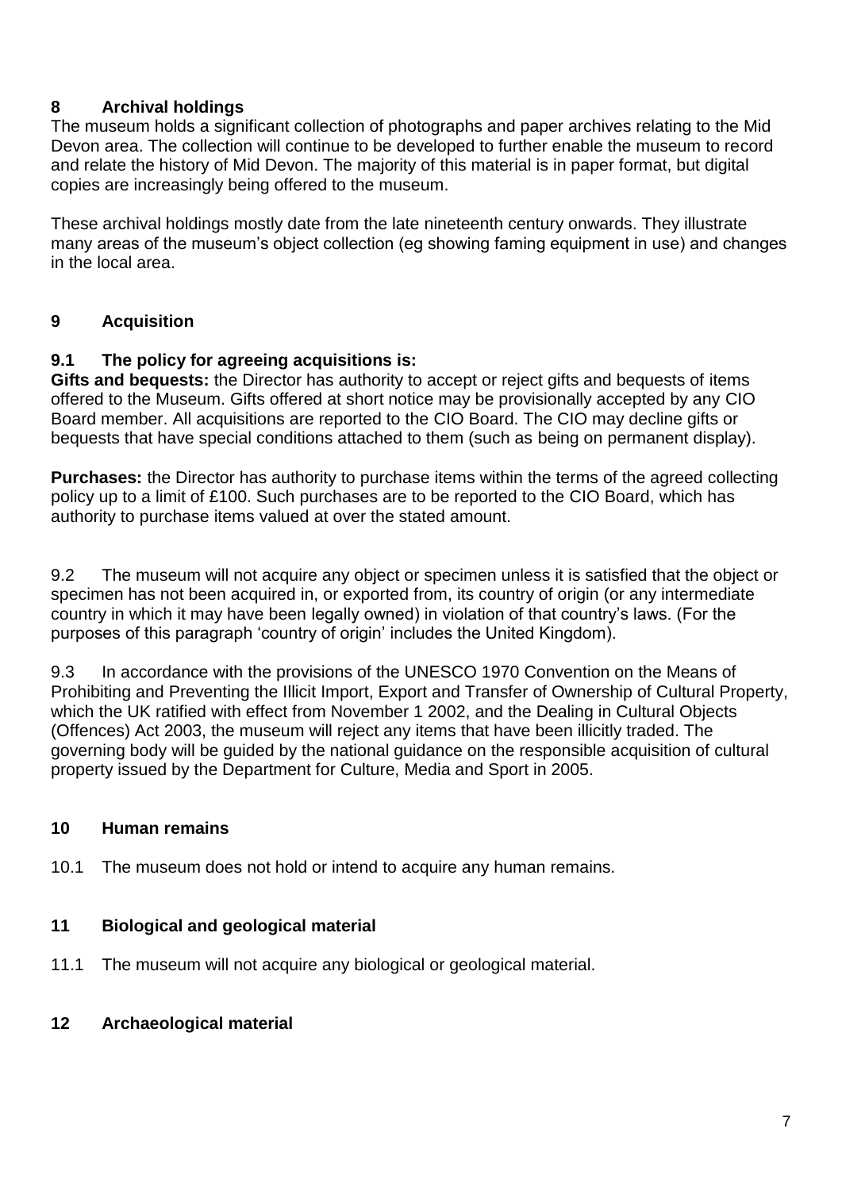## 8 Archival holdings

The museum holds a significant collection of photographs and paper archives relating to the Mid Devon area. The collection will continue to be developed to further enable the museum to record and relate the history of Mid Devon. The majority of this material is in paper format, but digital copies are increasingly being offered to the museum.

These archival holdings mostly date from the late nineteenth century onwards. They illustrate many areas of the museum's object collection (eg showing faming equipment in use) and changes in the local area.

## 9 Acquisition

### 9.1 The policy for agreeing acquisitions is:

**Gifts and bequests:** the Director has authority to accept or reject gifts and bequests of items offered to the Museum. Gifts offered at short notice may be provisionally accepted by any CIO Board member. All acquisitions are reported to the CIO Board. The CIO may decline gifts or bequests that have special conditions attached to them (such as being on permanent display).

**Purchases:** the Director has authority to purchase items within the terms of the agreed collecting policy up to a limit of £100. Such purchases are to be reported to the CIO Board, which has authority to purchase items valued at over the stated amount.

9.2 The museum will not acquire any object or specimen unless it is satisfied that the object or specimen has not been acquired in, or exported from, its country of origin (or any intermediate country in which it may have been legally owned) in violation of that country's laws. (For the purposes of this paragraph 'country of origin' includes the United Kingdom).

9.3 In accordance with the provisions of the UNESCO 1970 Convention on the Means of Prohibiting and Preventing the Illicit Import, Export and Transfer of Ownership of Cultural Property, which the UK ratified with effect from November 1 2002, and the Dealing in Cultural Objects (Offences) Act 2003, the museum will reject any items that have been illicitly traded. The governing body will be guided by the national guidance on the responsible acquisition of cultural property issued by the Department for Culture, Media and Sport in 2005.

## 10 Human remains

10.1 The museum does not hold or intend to acquire any human remains.

## 11 Biological and geological material

11.1 The museum will not acquire any biological or geological material.

## 12 Archaeological material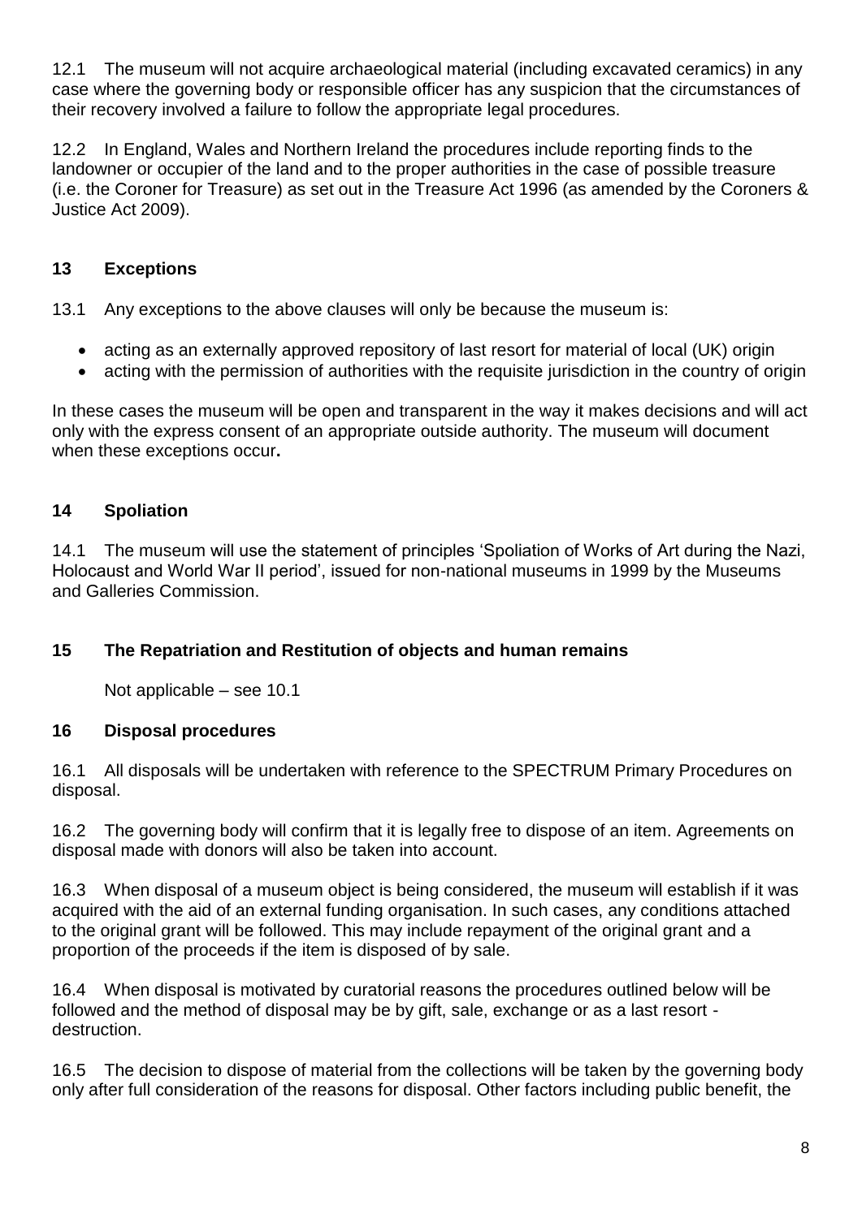12.1 The museum will not acquire archaeological material (including excavated ceramics) in any case where the governing body or responsible officer has any suspicion that the circumstances of their recovery involved a failure to follow the appropriate legal procedures.

12.2 In England, Wales and Northern Ireland the procedures include reporting finds to the landowner or occupier of the land and to the proper authorities in the case of possible treasure (i.e. the Coroner for Treasure) as set out in the Treasure Act 1996 (as amended by the Coroners & Justice Act 2009).

## 13 Exceptions

13.1 Any exceptions to the above clauses will only be because the museum is:

- acting as an externally approved repository of last resort for material of local (UK) origin
- acting with the permission of authorities with the requisite jurisdiction in the country of origin

In these cases the museum will be open and transparent in the way it makes decisions and will act only with the express consent of an appropriate outside authority. The museum will document when these exceptions occur**.**

## 14 Spoliation

14.1 The museum will use the statement of principles 'Spoliation of Works of Art during the Nazi, Holocaust and World War II period', issued for non-national museums in 1999 by the Museums and Galleries Commission.

## 15 The Repatriation and Restitution of objects and human remains

Not applicable – see 10.1

## 16 Disposal procedures

16.1 All disposals will be undertaken with reference to the SPECTRUM Primary Procedures on disposal.

16.2 The governing body will confirm that it is legally free to dispose of an item. Agreements on disposal made with donors will also be taken into account.

16.3 When disposal of a museum object is being considered, the museum will establish if it was acquired with the aid of an external funding organisation. In such cases, any conditions attached to the original grant will be followed. This may include repayment of the original grant and a proportion of the proceeds if the item is disposed of by sale.

16.4 When disposal is motivated by curatorial reasons the procedures outlined below will be followed and the method of disposal may be by gift, sale, exchange or as a last resort - destruction.

16.5 The decision to dispose of material from the collections will be taken by the governing body only after full consideration of the reasons for disposal. Other factors including public benefit, the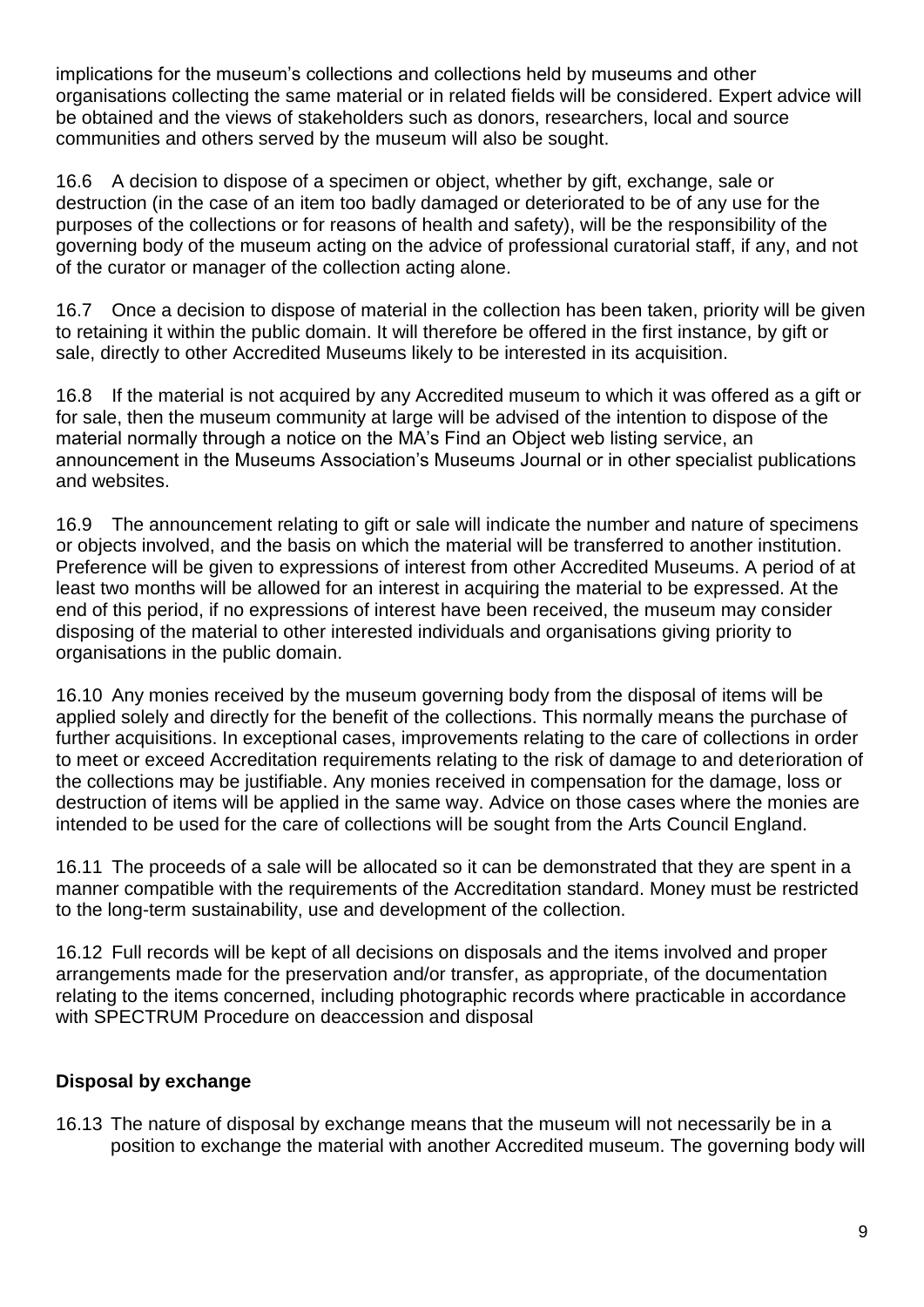implications for the museum's collections and collections held by museums and other organisations collecting the same material or in related fields will be considered. Expert advice will be obtained and the views of stakeholders such as donors, researchers, local and source communities and others served by the museum will also be sought.

16.6 A decision to dispose of a specimen or object, whether by gift, exchange, sale or destruction (in the case of an item too badly damaged or deteriorated to be of any use for the purposes of the collections or for reasons of health and safety), will be the responsibility of the governing body of the museum acting on the advice of professional curatorial staff, if any, and not of the curator or manager of the collection acting alone.

16.7 Once a decision to dispose of material in the collection has been taken, priority will be given to retaining it within the public domain. It will therefore be offered in the first instance, by gift or sale, directly to other Accredited Museums likely to be interested in its acquisition.

16.8 If the material is not acquired by any Accredited museum to which it was offered as a gift or for sale, then the museum community at large will be advised of the intention to dispose of the material normally through a notice on the MA's Find an Object web listing service, an announcement in the Museums Association's Museums Journal or in other specialist publications and websites.

16.9 The announcement relating to gift or sale will indicate the number and nature of specimens or objects involved, and the basis on which the material will be transferred to another institution. Preference will be given to expressions of interest from other Accredited Museums. A period of at least two months will be allowed for an interest in acquiring the material to be expressed. At the end of this period, if no expressions of interest have been received, the museum may consider disposing of the material to other interested individuals and organisations giving priority to organisations in the public domain.

16.10 Any monies received by the museum governing body from the disposal of items will be applied solely and directly for the benefit of the collections. This normally means the purchase of further acquisitions. In exceptional cases, improvements relating to the care of collections in order to meet or exceed Accreditation requirements relating to the risk of damage to and deterioration of the collections may be justifiable. Any monies received in compensation for the damage, loss or destruction of items will be applied in the same way. Advice on those cases where the monies are intended to be used for the care of collections will be sought from the Arts Council England.

16.11 The proceeds of a sale will be allocated so it can be demonstrated that they are spent in a manner compatible with the requirements of the Accreditation standard. Money must be restricted to the long-term sustainability, use and development of the collection.

16.12 Full records will be kept of all decisions on disposals and the items involved and proper arrangements made for the preservation and/or transfer, as appropriate, of the documentation relating to the items concerned, including photographic records where practicable in accordance with SPECTRUM Procedure on deaccession and disposal

**Disposal by exchange**

16.13 The nature of disposal by exchange means that the museum will not necessarily be in a position to exchange the material with another Accredited museum. The governing body will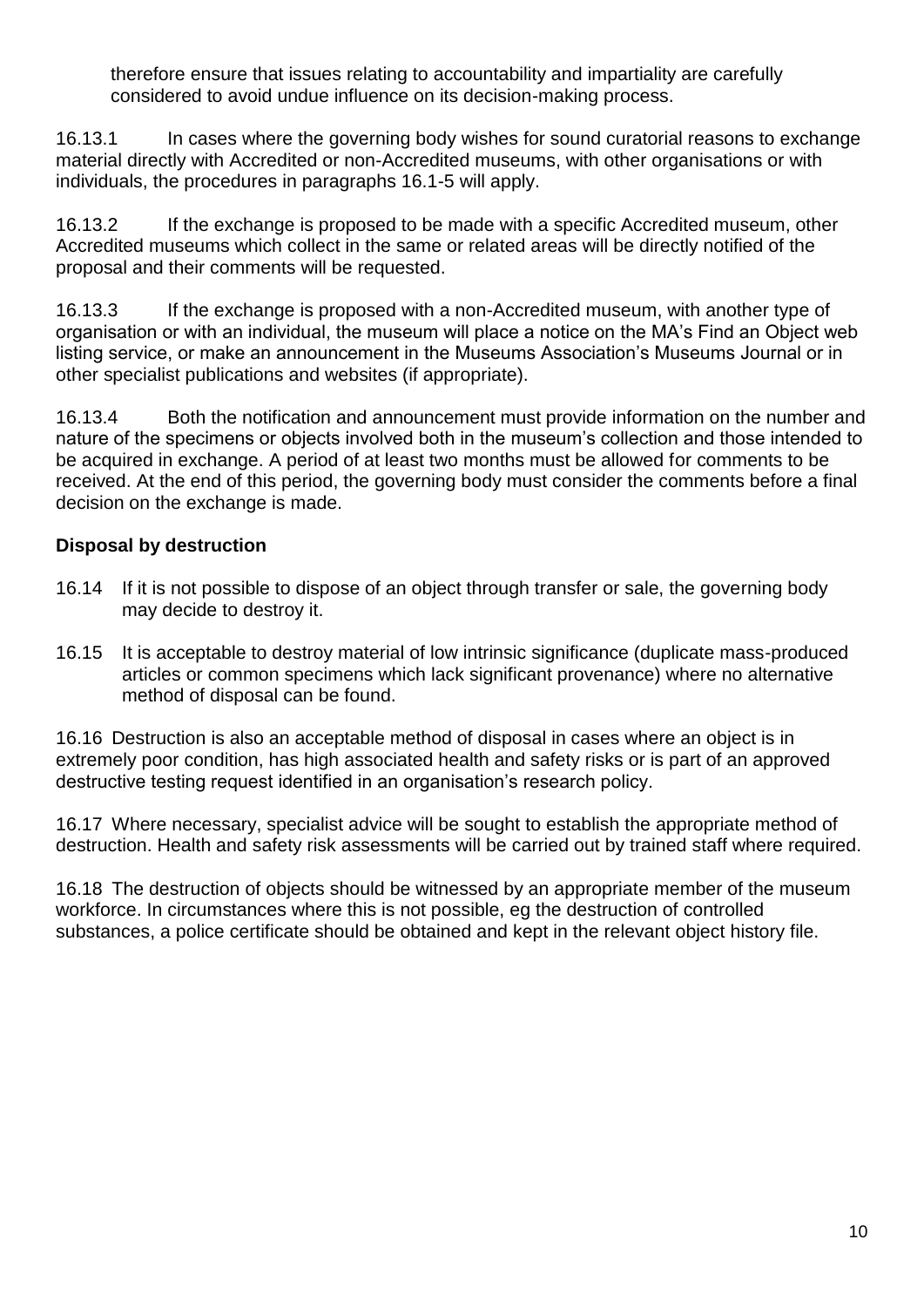therefore ensure that issues relating to accountability and impartiality are carefully considered to avoid undue influence on its decision-making process.

16.13.1 In cases where the governing body wishes for sound curatorial reasons to exchange material directly with Accredited or non-Accredited museums, with other organisations or with individuals, the procedures in paragraphs 16.1-5 will apply.

16.13.2 If the exchange is proposed to be made with a specific Accredited museum, other Accredited museums which collect in the same or related areas will be directly notified of the proposal and their comments will be requested.

16.13.3 If the exchange is proposed with a non-Accredited museum, with another type of organisation or with an individual, the museum will place a notice on the MA's Find an Object web listing service, or make an announcement in the Museums Association's Museums Journal or in other specialist publications and websites (if appropriate).

16.13.4 Both the notification and announcement must provide information on the number and nature of the specimens or objects involved both in the museum's collection and those intended to be acquired in exchange. A period of at least two months must be allowed for comments to be received. At the end of this period, the governing body must consider the comments before a final decision on the exchange is made.

**Disposal by destruction**

16.14 If it is not possible to dispose of an object through transfer or sale, the governing body may decide to destroy it.

16.15 It is acceptable to destroy material of low intrinsic significance (duplicate mass-produced articles or common specimens which lack significant provenance) where no alternative method of disposal can be found.

16.16 Destruction is also an acceptable method of disposal in cases where an object is in extremely poor condition, has high associated health and safety risks or is part of an approved destructive testing request identified in an organisation's research policy.

16.17 Where necessary, specialist advice will be sought to establish the appropriate method of destruction. Health and safety risk assessments will be carried out by trained staff where required.

16.18 The destruction of objects should be witnessed by an appropriate member of the museum workforce. In circumstances where this is not possible, eg the destruction of controlled substances, a police certificate should be obtained and kept in the relevant object history file.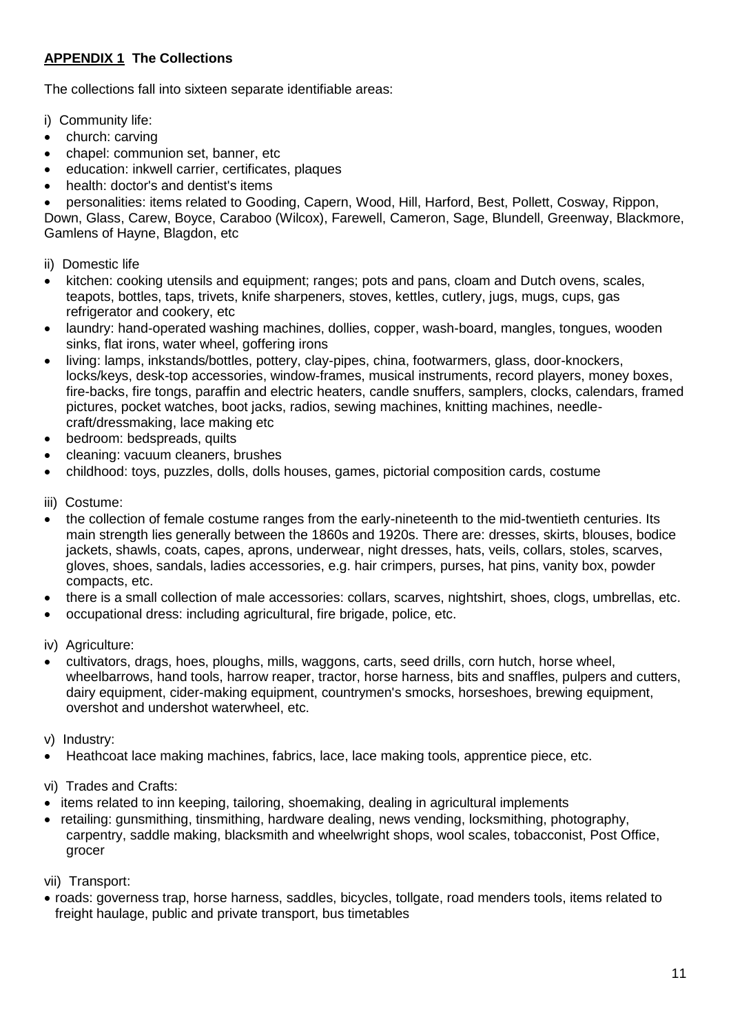**APPENDIX 1 The Collections**

The collections fall into sixteen separate identifiable areas:

i) Community life:

- church: carving
- chapel: communion set, banner, etc
- education: inkwell carrier, certificates, plaques
- health: doctor's and dentist's items
- personalities: items related to Gooding, Capern, Wood, Hill, Harford, Best, Pollett, Cosway, Rippon, Down, Glass, Carew, Boyce, Caraboo (Wilcox), Farewell, Cameron, Sage, Blundell, Greenway, Blackmore, Gamlens of Hayne, Blagdon, etc

ii) Domestic life

- kitchen: cooking utensils and equipment; ranges; pots and pans, cloam and Dutch ovens, scales, teapots, bottles, taps, trivets, knife sharpeners, stoves, kettles, cutlery, jugs, mugs, cups, gas refrigerator and cookery, etc
- laundry: hand-operated washing machines, dollies, copper, wash-board, mangles, tongues, wooden sinks, flat irons, water wheel, goffering irons
- living: lamps, inkstands/bottles, pottery, clay-pipes, china, footwarmers, glass, door-knockers, locks/keys, desk-top accessories, window-frames, musical instruments, record players, money boxes, fire-backs, fire tongs, paraffin and electric heaters, candle snuffers, samplers, clocks, calendars, framed pictures, pocket watches, boot jacks, radios, sewing machines, knitting machines, needle-craft/dressmaking, lace making etc
- bedroom: bedspreads, quilts
- cleaning: vacuum cleaners, brushes
- childhood: toys, puzzles, dolls, dolls houses, games, pictorial composition cards, costume

iii) Costume:

- the collection of female costume ranges from the early-nineteenth to the mid-twentieth centuries. Its main strength lies generally between the 1860s and 1920s. There are: dresses, skirts, blouses, bodice jackets, shawls, coats, capes, aprons, underwear, night dresses, hats, veils, collars, stoles, scarves, gloves, shoes, sandals, ladies accessories, e.g. hair crimpers, purses, hat pins, vanity box, powder compacts, etc.
- there is a small collection of male accessories: collars, scarves, nightshirt, shoes, clogs, umbrellas, etc.
- occupational dress: including agricultural, fire brigade, police, etc.

iv) Agriculture:

- cultivators, drags, hoes, ploughs, mills, waggons, carts, seed drills, corn hutch, horse wheel, wheelbarrows, hand tools, harrow reaper, tractor, horse harness, bits and snaffles, pulpers and cutters, dairy equipment, cider-making equipment, countrymen's smocks, horseshoes, brewing equipment, overshot and undershot waterwheel, etc.

v) Industry:

- Heathcoat lace making machines, fabrics, lace, lace making tools, apprentice piece, etc.

vi) Trades and Crafts:

- items related to inn keeping, tailoring, shoemaking, dealing in agricultural implements
- retailing: gunsmithing, tinsmithing, hardware dealing, news vending, locksmithing, photography, carpentry, saddle making, blacksmith and wheelwright shops, wool scales, tobacconist, Post Office, grocer

vii) Transport:

- roads: governess trap, horse harness, saddles, bicycles, tollgate, road menders tools, items related to freight haulage, public and private transport, bus timetables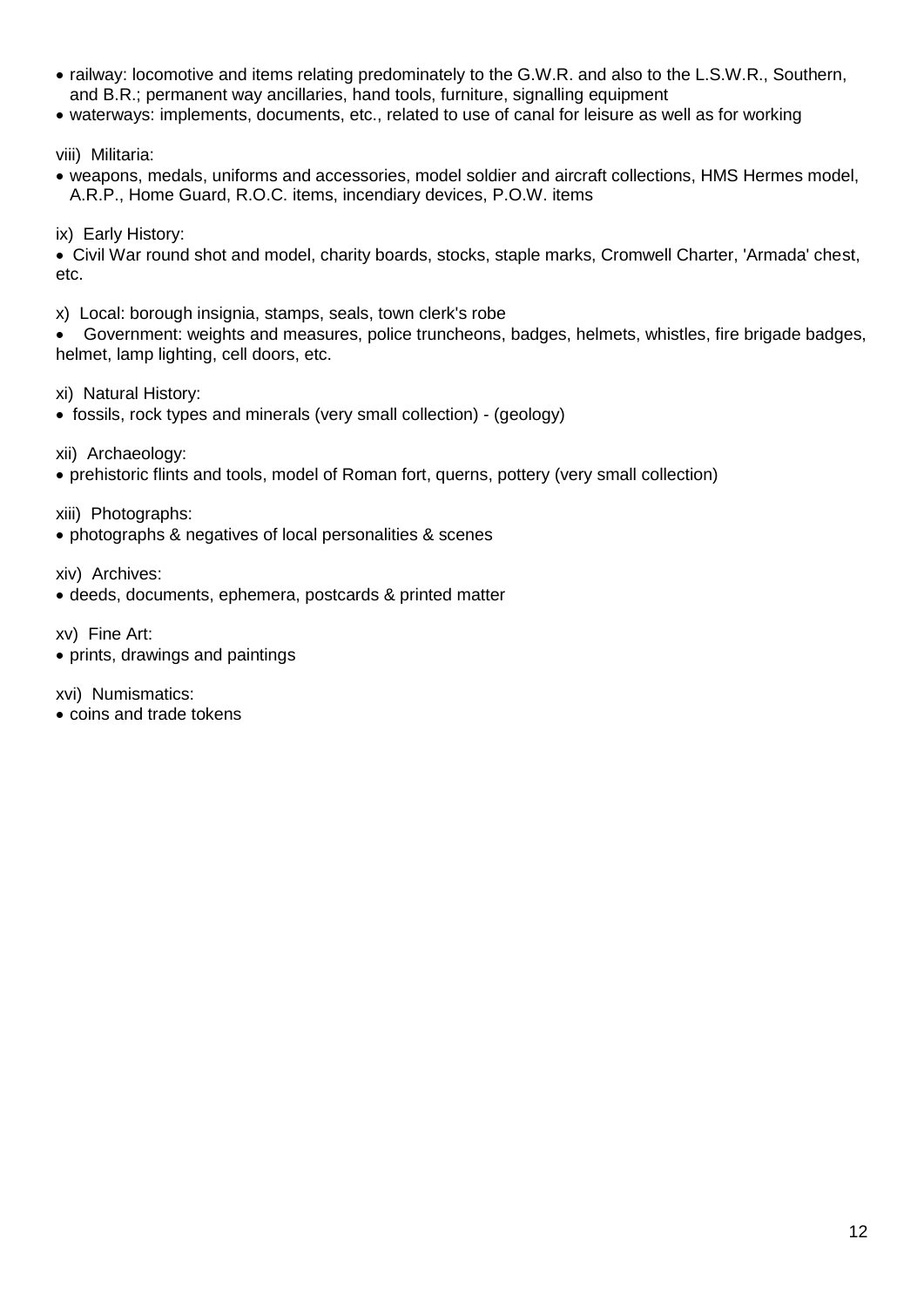- railway: locomotive and items relating predominately to the G.W.R. and also to the L.S.W.R., Southern, and B.R.; permanent way ancillaries, hand tools, furniture, signalling equipment
- waterways: implements, documents, etc., related to use of canal for leisure as well as for working

viii) Militaria:

- weapons, medals, uniforms and accessories, model soldier and aircraft collections, HMS Hermes model, A.R.P., Home Guard, R.O.C. items, incendiary devices, P.O.W. items

ix) Early History:

- Civil War round shot and model, charity boards, stocks, staple marks, Cromwell Charter, 'Armada' chest, etc.

x) Local: borough insignia, stamps, seals, town clerk's robe

- Government: weights and measures, police truncheons, badges, helmets, whistles, fire brigade badges, helmet, lamp lighting, cell doors, etc.

xi) Natural History:

- fossils, rock types and minerals (very small collection) - (geology)

xii) Archaeology:

- prehistoric flints and tools, model of Roman fort, querns, pottery (very small collection)

xiii) Photographs:

- photographs & negatives of local personalities & scenes

xiv) Archives:

- deeds, documents, ephemera, postcards & printed matter

xv) Fine Art:

- prints, drawings and paintings

xvi) Numismatics:

- coins and trade tokens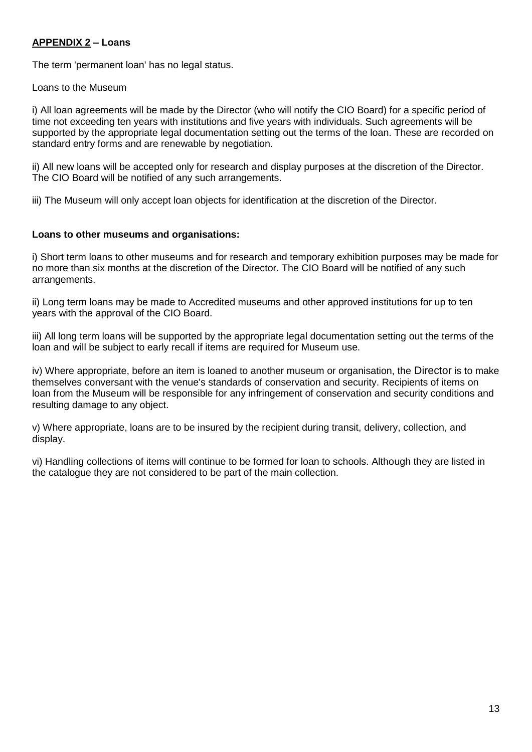## APPENDIX 2 – Loans

The term 'permanent loan' has no legal status.

Loans to the Museum

i) All loan agreements will be made by the Director (who will notify the CIO Board) for a specific period of time not exceeding ten years with institutions and five years with individuals. Such agreements will be supported by the appropriate legal documentation setting out the terms of the loan. These are recorded on standard entry forms and are renewable by negotiation.

ii) All new loans will be accepted only for research and display purposes at the discretion of the Director. The CIO Board will be notified of any such arrangements.

iii) The Museum will only accept loan objects for identification at the discretion of the Director.

**Loans to other museums and organisations:**

i) Short term loans to other museums and for research and temporary exhibition purposes may be made for no more than six months at the discretion of the Director. The CIO Board will be notified of any such arrangements.

ii) Long term loans may be made to Accredited museums and other approved institutions for up to ten years with the approval of the CIO Board.

iii) All long term loans will be supported by the appropriate legal documentation setting out the terms of the loan and will be subject to early recall if items are required for Museum use.

iv) Where appropriate, before an item is loaned to another museum or organisation, the Director is to make themselves conversant with the venue's standards of conservation and security. Recipients of items on loan from the Museum will be responsible for any infringement of conservation and security conditions and resulting damage to any object.

v) Where appropriate, loans are to be insured by the recipient during transit, delivery, collection, and display.

vi) Handling collections of items will continue to be formed for loan to schools. Although they are listed in the catalogue they are not considered to be part of the main collection.